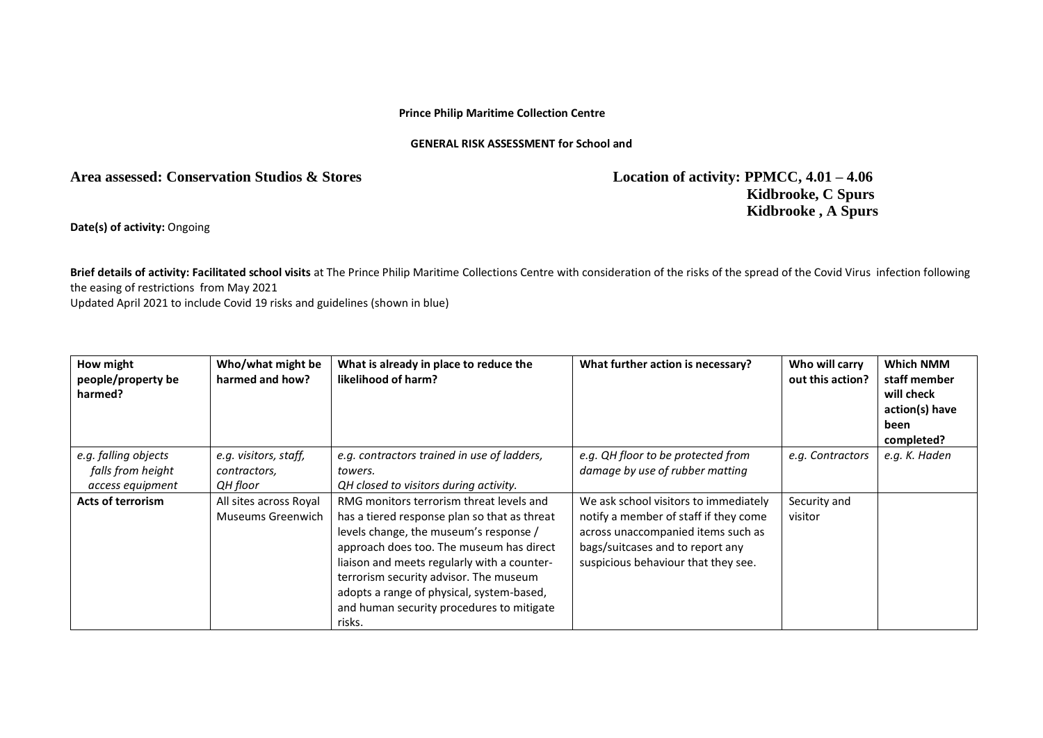**Prince Philip Maritime Collection Centre**

**GENERAL RISK ASSESSMENT for School and**

**Area assessed: Conservation Studios & Stores**

**Location of activity: PPMCC, 4.01 – 4.06**
**Kidbrooke, C Spurs**
**Kidbrooke , A Spurs**

**Date(s) of activity:** Ongoing

**Brief details of activity: Facilitated school visits** at The Prince Philip Maritime Collections Centre with consideration of the risks of the spread of the Covid Virus infection following the easing of restrictions from May 2021
Updated April 2021 to include Covid 19 risks and guidelines (shown in blue)

| How might people/property be harmed? | Who/what might be harmed and how? | What is already in place to reduce the likelihood of harm? | What further action is necessary? | Who will carry out this action? | Which NMM staff member will check action(s) have been completed? |
|---|---|---|---|---|---|
| *e.g. falling objects falls from height access equipment* | *e.g. visitors, staff, contractors, QH floor* | *e.g. contractors trained in use of ladders, towers. QH closed to visitors during activity.* | *e.g. QH floor to be protected from damage by use of rubber matting* | *e.g. Contractors* | *e.g. K. Haden* |
| **Acts of terrorism** | All sites across Royal Museums Greenwich | RMG monitors terrorism threat levels and has a tiered response plan so that as threat levels change, the museum's response / approach does too. The museum has direct liaison and meets regularly with a counter-terrorism security advisor. The museum adopts a range of physical, system-based, and human security procedures to mitigate risks. | We ask school visitors to immediately notify a member of staff if they come across unaccompanied items such as bags/suitcases and to report any suspicious behaviour that they see. | Security and visitor | |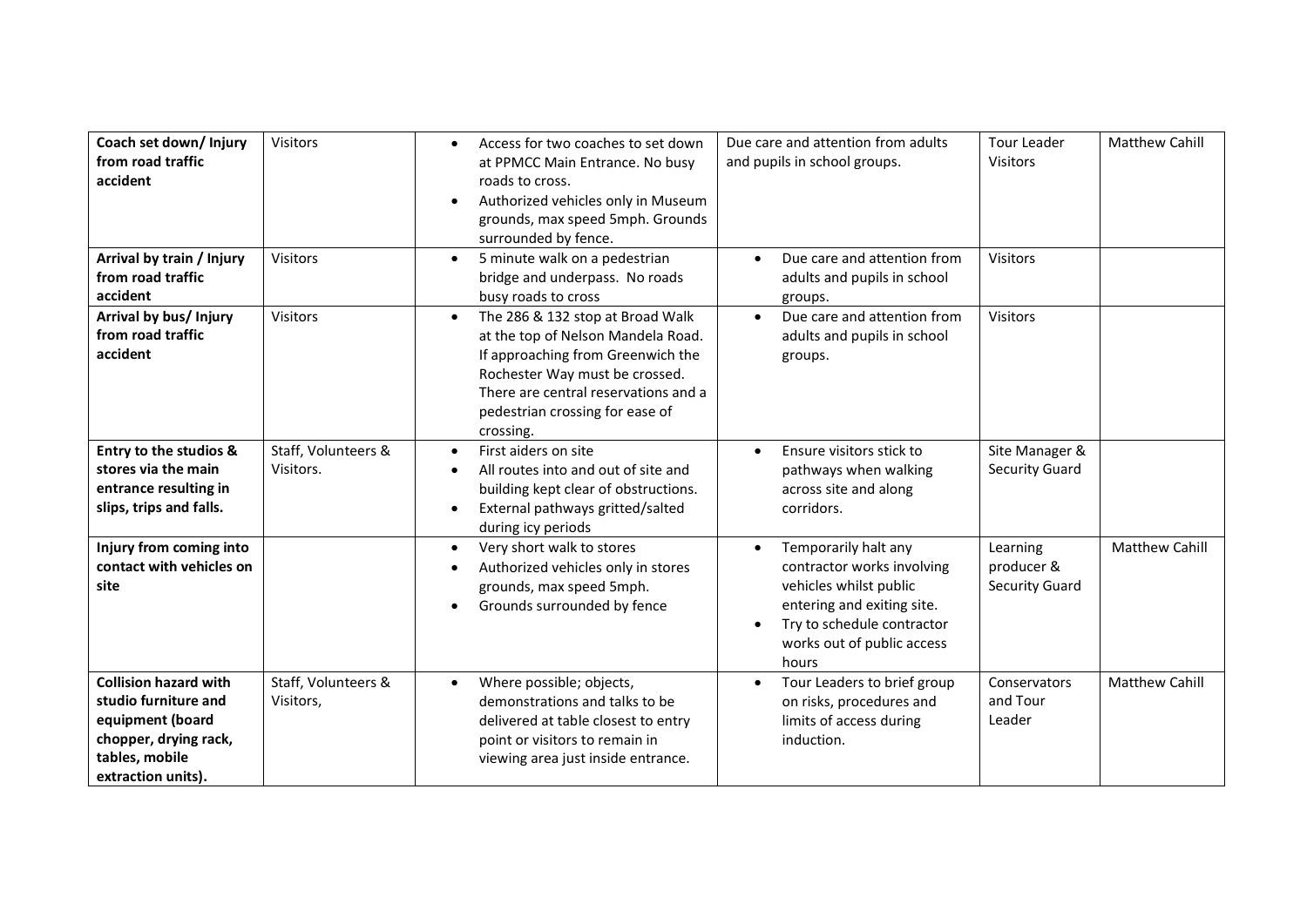| **Coach set down/ Injury from road traffic accident** | Visitors | • Access for two coaches to set down at PPMCC Main Entrance. No busy roads to cross.<br>• Authorized vehicles only in Museum grounds, max speed 5mph. Grounds surrounded by fence. | Due care and attention from adults and pupils in school groups. | Tour Leader Visitors | Matthew Cahill |
|---|---|---|---|---|---|
| **Arrival by train / Injury from road traffic accident** | Visitors | • 5 minute walk on a pedestrian bridge and underpass. No roads busy roads to cross | • Due care and attention from adults and pupils in school groups. | Visitors | |
| **Arrival by bus/ Injury from road traffic accident** | Visitors | • The 286 & 132 stop at Broad Walk at the top of Nelson Mandela Road. If approaching from Greenwich the Rochester Way must be crossed. There are central reservations and a pedestrian crossing for ease of crossing. | • Due care and attention from adults and pupils in school groups. | Visitors | |
| **Entry to the studios & stores via the main entrance resulting in slips, trips and falls.** | Staff, Volunteers & Visitors. | • First aiders on site<br>• All routes into and out of site and building kept clear of obstructions.<br>• External pathways gritted/salted during icy periods | • Ensure visitors stick to pathways when walking across site and along corridors. | Site Manager & Security Guard | |
| **Injury from coming into contact with vehicles on site** | | • Very short walk to stores<br>• Authorized vehicles only in stores grounds, max speed 5mph.<br>• Grounds surrounded by fence | • Temporarily halt any contractor works involving vehicles whilst public entering and exiting site.<br>• Try to schedule contractor works out of public access hours | Learning producer & Security Guard | Matthew Cahill |
| **Collision hazard with studio furniture and equipment (board chopper, drying rack, tables, mobile extraction units).** | Staff, Volunteers & Visitors, | • Where possible; objects, demonstrations and talks to be delivered at table closest to entry point or visitors to remain in viewing area just inside entrance. | • Tour Leaders to brief group on risks, procedures and limits of access during induction. | Conservators and Tour Leader | Matthew Cahill |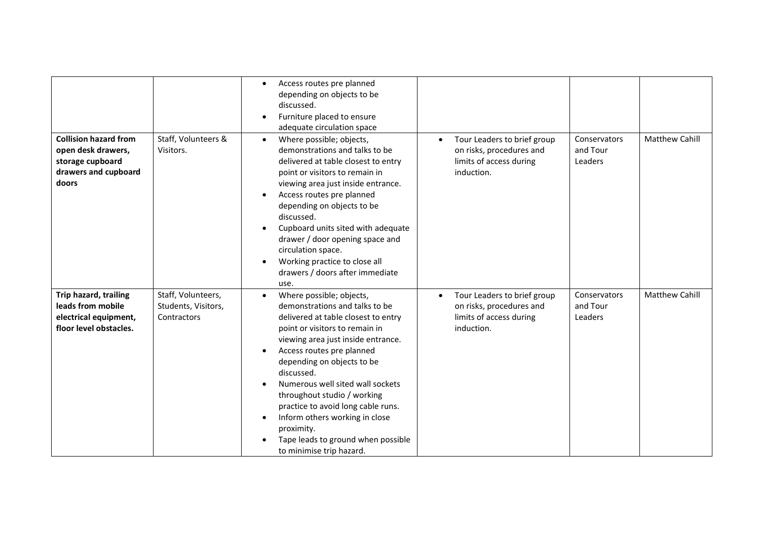| | | | | | |
|---|---|---|---|---|---|
| | | • Access routes pre planned depending on objects to be discussed.<br>• Furniture placed to ensure adequate circulation space | | | |
| **Collision hazard from open desk drawers, storage cupboard drawers and cupboard doors** | Staff, Volunteers & Visitors. | • Where possible; objects, demonstrations and talks to be delivered at table closest to entry point or visitors to remain in viewing area just inside entrance.<br>• Access routes pre planned depending on objects to be discussed.<br>• Cupboard units sited with adequate drawer / door opening space and circulation space.<br>• Working practice to close all drawers / doors after immediate use. | • Tour Leaders to brief group on risks, procedures and limits of access during induction. | Conservators and Tour Leaders | Matthew Cahill |
| **Trip hazard, trailing leads from mobile electrical equipment, floor level obstacles.** | Staff, Volunteers, Students, Visitors, Contractors | • Where possible; objects, demonstrations and talks to be delivered at table closest to entry point or visitors to remain in viewing area just inside entrance.<br>• Access routes pre planned depending on objects to be discussed.<br>• Numerous well sited wall sockets throughout studio / working practice to avoid long cable runs.<br>• Inform others working in close proximity.<br>• Tape leads to ground when possible to minimise trip hazard. | • Tour Leaders to brief group on risks, procedures and limits of access during induction. | Conservators and Tour Leaders | Matthew Cahill |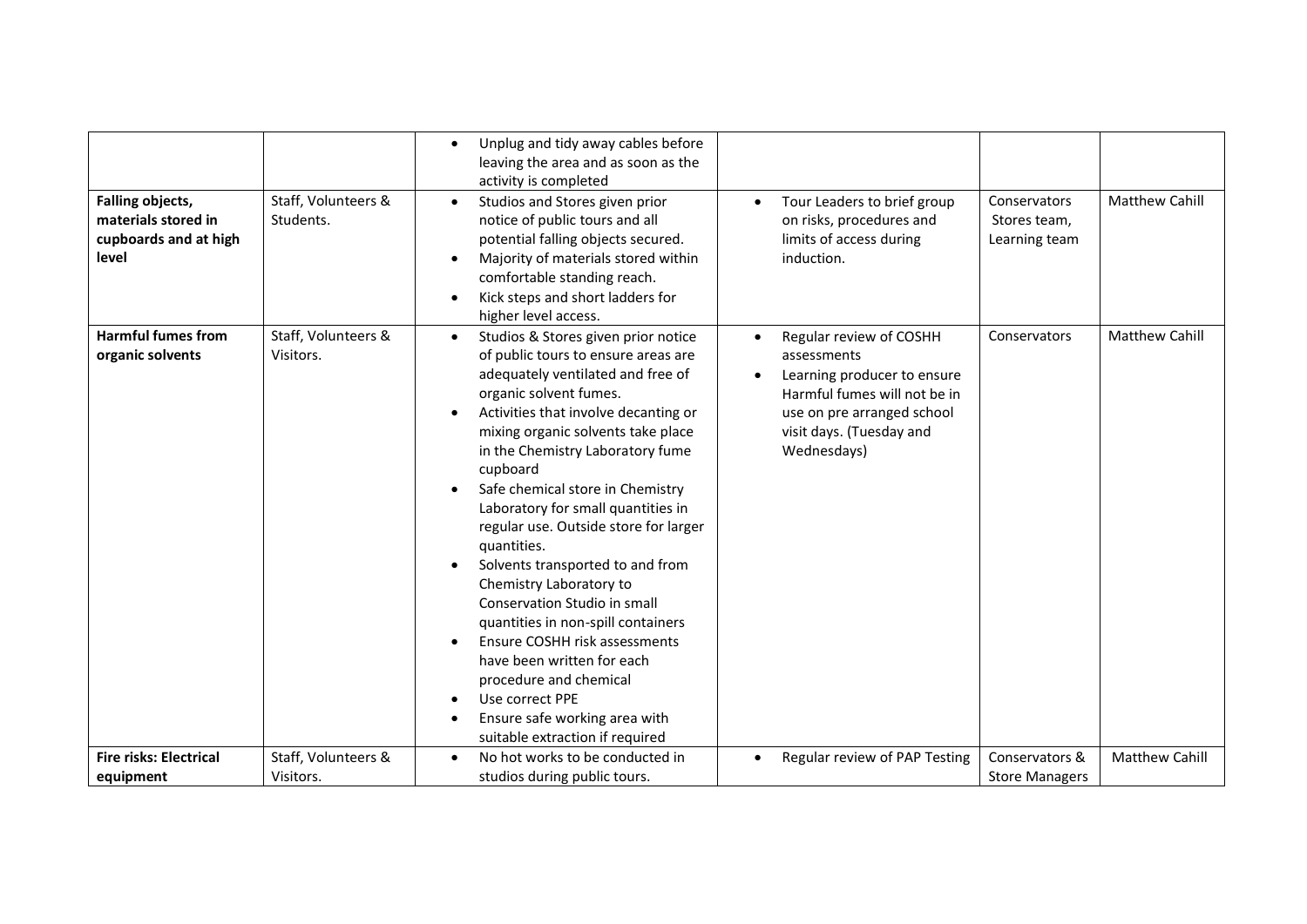| | | | | | |
|---|---|---|---|---|---|
| | | • Unplug and tidy away cables before leaving the area and as soon as the activity is completed | | | |
| **Falling objects, materials stored in cupboards and at high level** | Staff, Volunteers & Students. | • Studios and Stores given prior notice of public tours and all potential falling objects secured.<br>• Majority of materials stored within comfortable standing reach.<br>• Kick steps and short ladders for higher level access. | • Tour Leaders to brief group on risks, procedures and limits of access during induction. | Conservators Stores team, Learning team | Matthew Cahill |
| **Harmful fumes from organic solvents** | Staff, Volunteers & Visitors. | • Studios & Stores given prior notice of public tours to ensure areas are adequately ventilated and free of organic solvent fumes.<br>• Activities that involve decanting or mixing organic solvents take place in the Chemistry Laboratory fume cupboard<br>• Safe chemical store in Chemistry Laboratory for small quantities in regular use. Outside store for larger quantities.<br>• Solvents transported to and from Chemistry Laboratory to Conservation Studio in small quantities in non-spill containers<br>• Ensure COSHH risk assessments have been written for each procedure and chemical<br>• Use correct PPE<br>• Ensure safe working area with suitable extraction if required | • Regular review of COSHH assessments<br>• Learning producer to ensure Harmful fumes will not be in use on pre arranged school visit days. (Tuesday and Wednesdays) | Conservators | Matthew Cahill |
| **Fire risks: Electrical equipment** | Staff, Volunteers & Visitors. | • No hot works to be conducted in studios during public tours. | • Regular review of PAP Testing | Conservators & Store Managers | Matthew Cahill |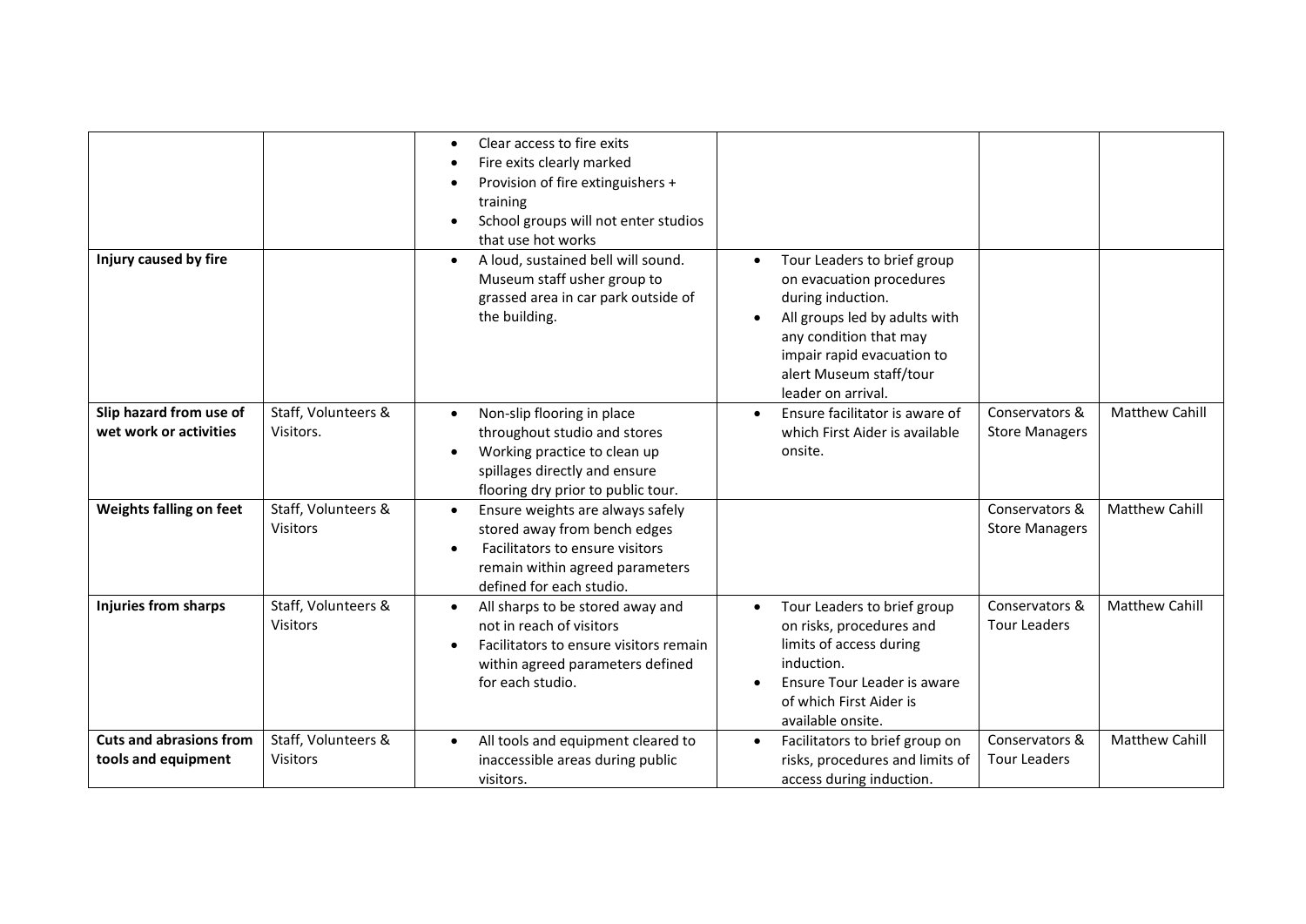| | | | | | |
|---|---|---|---|---|---|
| | | • Clear access to fire exits<br>• Fire exits clearly marked<br>• Provision of fire extinguishers + training<br>• School groups will not enter studios that use hot works | | | |
| **Injury caused by fire** | | • A loud, sustained bell will sound. Museum staff usher group to grassed area in car park outside of the building. | • Tour Leaders to brief group on evacuation procedures during induction.<br>• All groups led by adults with any condition that may impair rapid evacuation to alert Museum staff/tour leader on arrival. | | |
| **Slip hazard from use of wet work or activities** | Staff, Volunteers & Visitors. | • Non-slip flooring in place throughout studio and stores<br>• Working practice to clean up spillages directly and ensure flooring dry prior to public tour. | • Ensure facilitator is aware of which First Aider is available onsite. | Conservators & Store Managers | Matthew Cahill |
| **Weights falling on feet** | Staff, Volunteers & Visitors | • Ensure weights are always safely stored away from bench edges<br>• Facilitators to ensure visitors remain within agreed parameters defined for each studio. | | Conservators & Store Managers | Matthew Cahill |
| **Injuries from sharps** | Staff, Volunteers & Visitors | • All sharps to be stored away and not in reach of visitors<br>• Facilitators to ensure visitors remain within agreed parameters defined for each studio. | • Tour Leaders to brief group on risks, procedures and limits of access during induction.<br>• Ensure Tour Leader is aware of which First Aider is available onsite. | Conservators & Tour Leaders | Matthew Cahill |
| **Cuts and abrasions from tools and equipment** | Staff, Volunteers & Visitors | • All tools and equipment cleared to inaccessible areas during public visitors. | • Facilitators to brief group on risks, procedures and limits of access during induction. | Conservators & Tour Leaders | Matthew Cahill |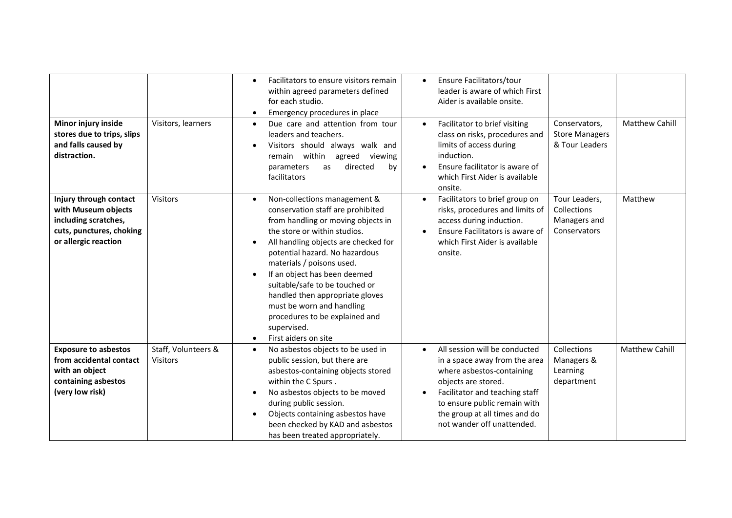| | | | | | |
|---|---|---|---|---|---|
| | | • Facilitators to ensure visitors remain within agreed parameters defined for each studio.<br>• Emergency procedures in place | • Ensure Facilitators/tour leader is aware of which First Aider is available onsite. | | |
| **Minor injury inside stores due to trips, slips and falls caused by distraction.** | Visitors, learners | • Due care and attention from tour leaders and teachers.<br>• Visitors should always walk and remain within agreed viewing parameters as directed by facilitators | • Facilitator to brief visiting class on risks, procedures and limits of access during induction.<br>• Ensure facilitator is aware of which First Aider is available onsite. | Conservators, Store Managers & Tour Leaders | Matthew Cahill |
| **Injury through contact with Museum objects including scratches, cuts, punctures, choking or allergic reaction** | Visitors | • Non-collections management & conservation staff are prohibited from handling or moving objects in the store or within studios.<br>• All handling objects are checked for potential hazard. No hazardous materials / poisons used.<br>• If an object has been deemed suitable/safe to be touched or handled then appropriate gloves must be worn and handling procedures to be explained and supervised.<br>• First aiders on site | • Facilitators to brief group on risks, procedures and limits of access during induction.<br>• Ensure Facilitators is aware of which First Aider is available onsite. | Tour Leaders, Collections Managers and Conservators | Matthew |
| **Exposure to asbestos from accidental contact with an object containing asbestos (very low risk)** | Staff, Volunteers & Visitors | • No asbestos objects to be used in public session, but there are asbestos-containing objects stored within the C Spurs .<br>• No asbestos objects to be moved during public session.<br>• Objects containing asbestos have been checked by KAD and asbestos has been treated appropriately. | • All session will be conducted in a space away from the area where asbestos-containing objects are stored.<br>• Facilitator and teaching staff to ensure public remain with the group at all times and do not wander off unattended. | Collections Managers & Learning department | Matthew Cahill |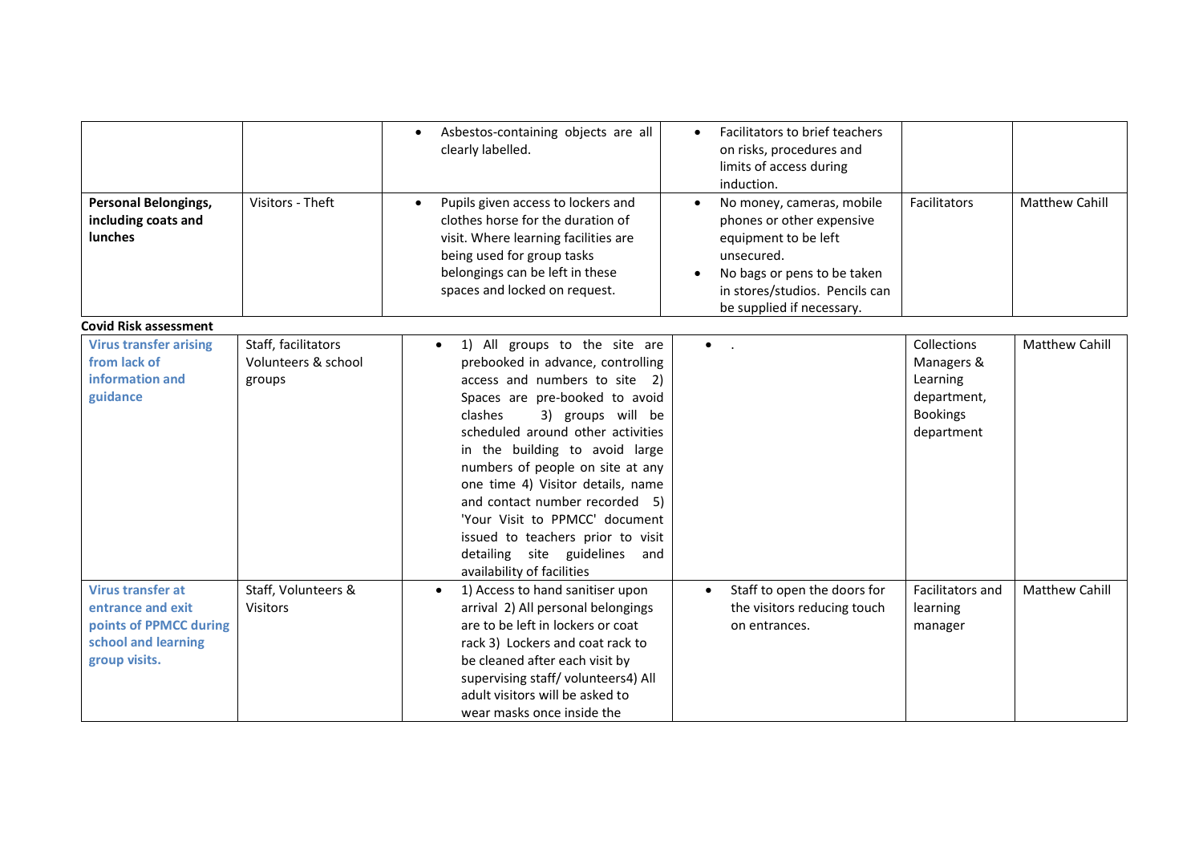| | | | | | |
|---|---|---|---|---|---|
| | | • Asbestos-containing objects are all clearly labelled. | • Facilitators to brief teachers on risks, procedures and limits of access during induction. | | |
| **Personal Belongings, including coats and lunches** | Visitors - Theft | • Pupils given access to lockers and clothes horse for the duration of visit. Where learning facilities are being used for group tasks belongings can be left in these spaces and locked on request. | • No money, cameras, mobile phones or other expensive equipment to be left unsecured.<br>• No bags or pens to be taken in stores/studios. Pencils can be supplied if necessary. | Facilitators | Matthew Cahill |

**Covid Risk assessment**

| | | | | | |
|---|---|---|---|---|---|
| **Virus transfer arising from lack of information and guidance** | Staff, facilitators Volunteers & school groups | • 1) All groups to the site are prebooked in advance, controlling access and numbers to site 2) Spaces are pre-booked to avoid clashes 3) groups will be scheduled around other activities in the building to avoid large numbers of people on site at any one time 4) Visitor details, name and contact number recorded 5) 'Your Visit to PPMCC' document issued to teachers prior to visit detailing site guidelines and availability of facilities | • . | Collections Managers & Learning department, Bookings department | Matthew Cahill |
| **Virus transfer at entrance and exit points of PPMCC during school and learning group visits.** | Staff, Volunteers & Visitors | • 1) Access to hand sanitiser upon arrival 2) All personal belongings are to be left in lockers or coat rack 3) Lockers and coat rack to be cleaned after each visit by supervising staff/ volunteers4) All adult visitors will be asked to wear masks once inside the | • Staff to open the doors for the visitors reducing touch on entrances. | Facilitators and learning manager | Matthew Cahill |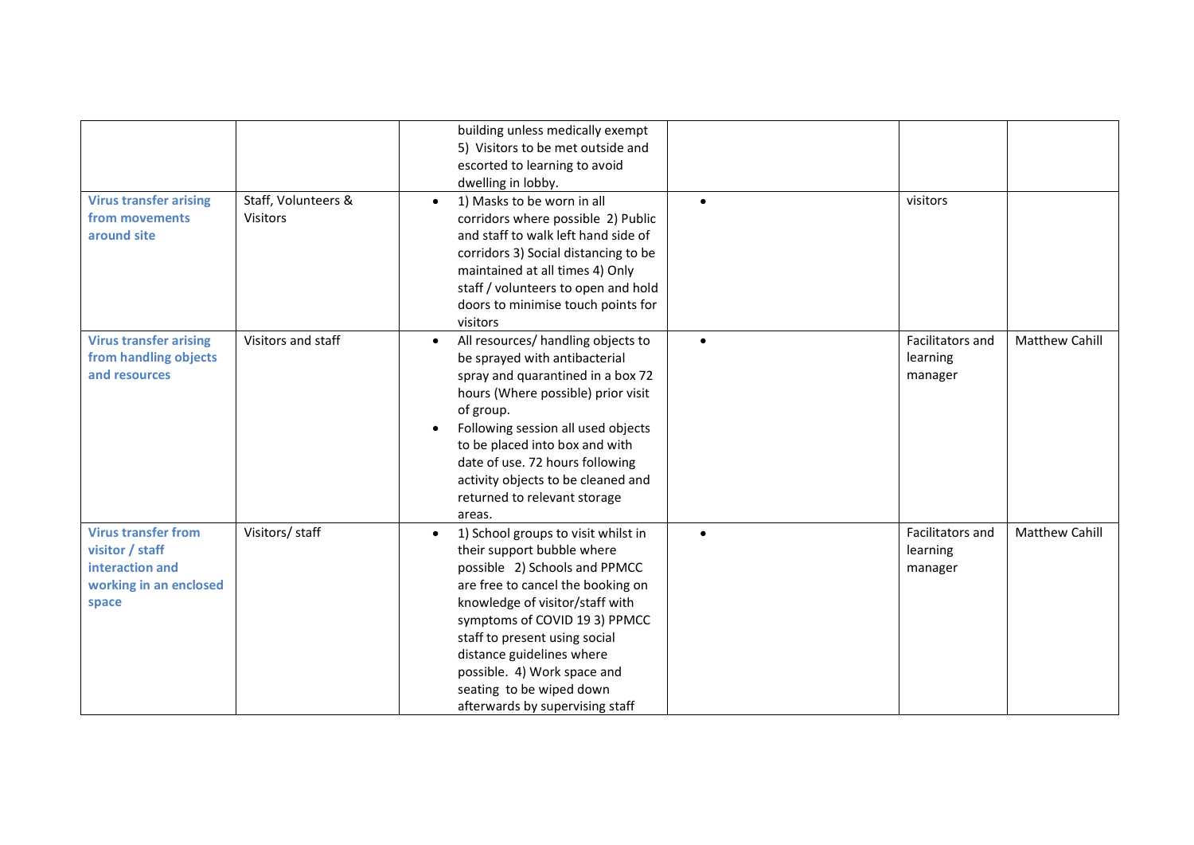| | | | | | |
|---|---|---|---|---|---|
| | | building unless medically exempt 5) Visitors to be met outside and escorted to learning to avoid dwelling in lobby. | | | |
| **Virus transfer arising from movements around site** | Staff, Volunteers & Visitors | • 1) Masks to be worn in all corridors where possible 2) Public and staff to walk left hand side of corridors 3) Social distancing to be maintained at all times 4) Only staff / volunteers to open and hold doors to minimise touch points for visitors | • | visitors | |
| **Virus transfer arising from handling objects and resources** | Visitors and staff | • All resources/ handling objects to be sprayed with antibacterial spray and quarantined in a box 72 hours (Where possible) prior visit of group. • Following session all used objects to be placed into box and with date of use. 72 hours following activity objects to be cleaned and returned to relevant storage areas. | • | Facilitators and learning manager | Matthew Cahill |
| **Virus transfer from visitor / staff interaction and working in an enclosed space** | Visitors/ staff | • 1) School groups to visit whilst in their support bubble where possible 2) Schools and PPMCC are free to cancel the booking on knowledge of visitor/staff with symptoms of COVID 19 3) PPMCC staff to present using social distance guidelines where possible. 4) Work space and seating to be wiped down afterwards by supervising staff | • | Facilitators and learning manager | Matthew Cahill |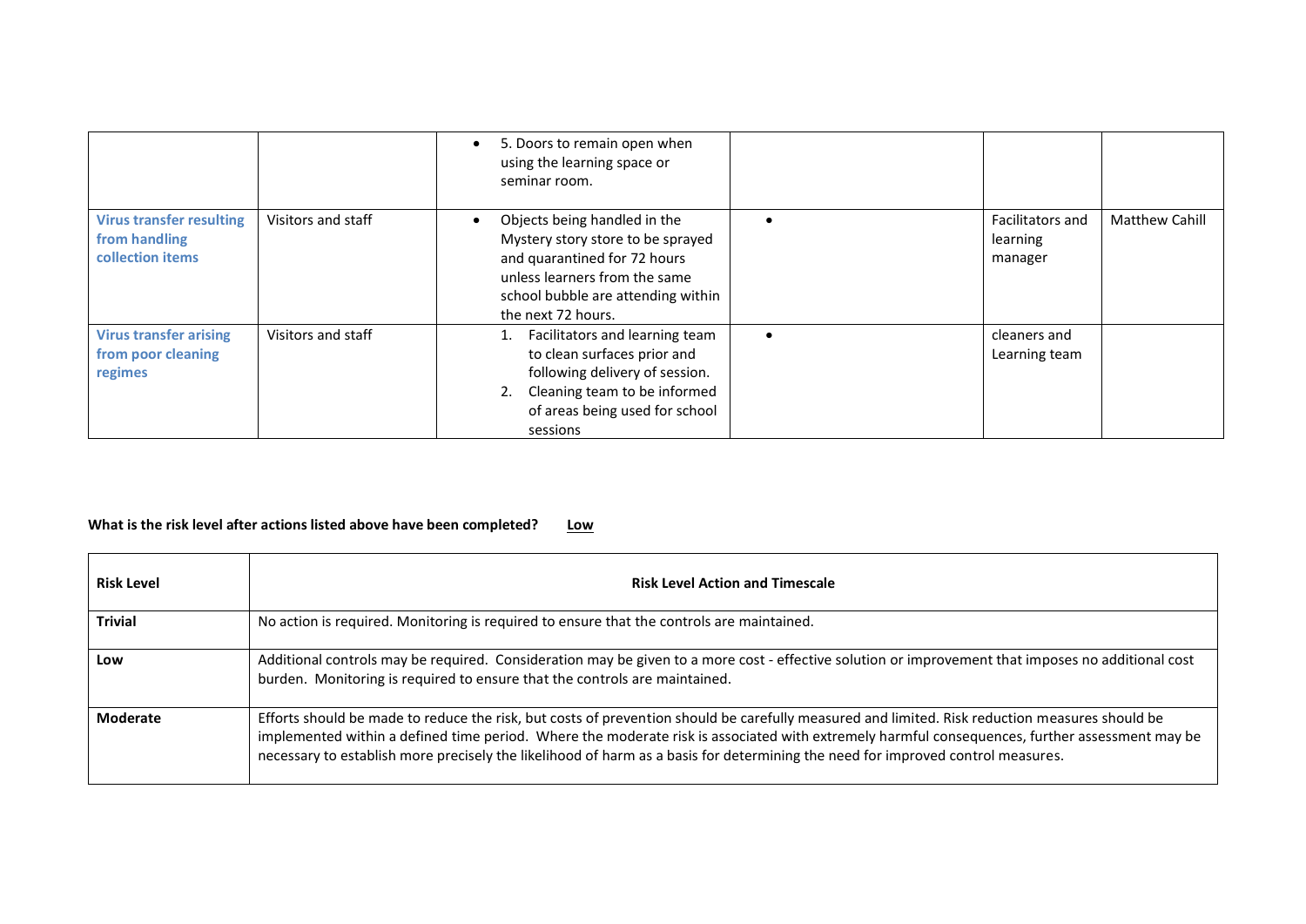| | | | | | |
|---|---|---|---|---|---|
| | | • 5. Doors to remain open when using the learning space or seminar room. | | | |
| **Virus transfer resulting from handling collection items** | Visitors and staff | • Objects being handled in the Mystery story store to be sprayed and quarantined for 72 hours unless learners from the same school bubble are attending within the next 72 hours. | • | Facilitators and learning manager | Matthew Cahill |
| **Virus transfer arising from poor cleaning regimes** | Visitors and staff | 1. Facilitators and learning team to clean surfaces prior and following delivery of session.<br>2. Cleaning team to be informed of areas being used for school sessions | • | cleaners and Learning team | |

**What is the risk level after actions listed above have been completed?** **Low**

| **Risk Level** | **Risk Level Action and Timescale** |
|---|---|
| **Trivial** | No action is required. Monitoring is required to ensure that the controls are maintained. |
| **Low** | Additional controls may be required. Consideration may be given to a more cost - effective solution or improvement that imposes no additional cost burden. Monitoring is required to ensure that the controls are maintained. |
| **Moderate** | Efforts should be made to reduce the risk, but costs of prevention should be carefully measured and limited. Risk reduction measures should be implemented within a defined time period. Where the moderate risk is associated with extremely harmful consequences, further assessment may be necessary to establish more precisely the likelihood of harm as a basis for determining the need for improved control measures. |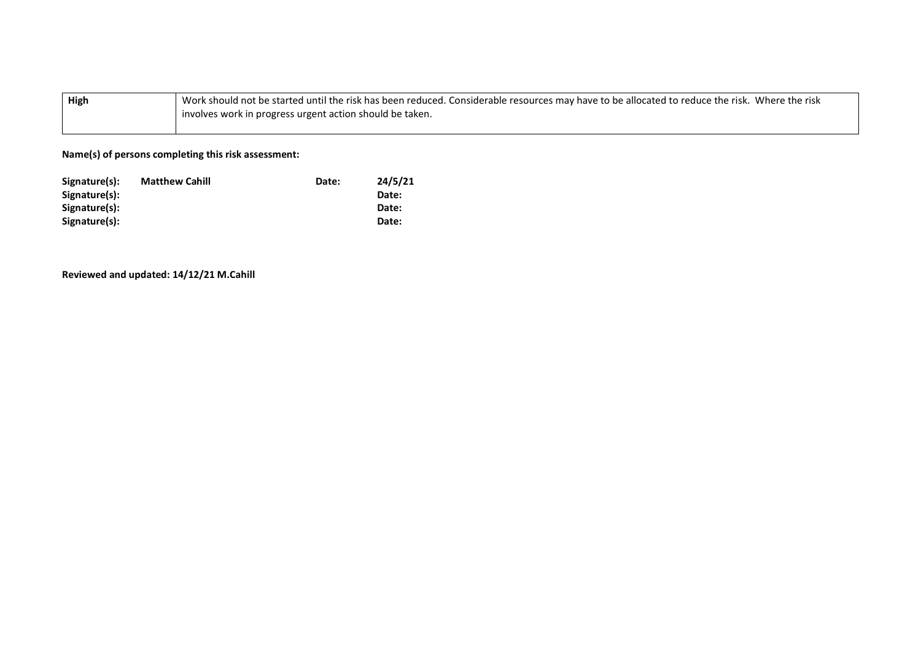| | |
|---|---|
| **High** | Work should not be started until the risk has been reduced. Considerable resources may have to be allocated to reduce the risk. Where the risk involves work in progress urgent action should be taken. |

**Name(s) of persons completing this risk assessment:**

| | | | |
|---|---|---|---|
| **Signature(s):** | **Matthew Cahill** | **Date:** | **24/5/21** |
| **Signature(s):** | | **Date:** | |
| **Signature(s):** | | **Date:** | |
| **Signature(s):** | | **Date:** | |

**Reviewed and updated: 14/12/21 M.Cahill**